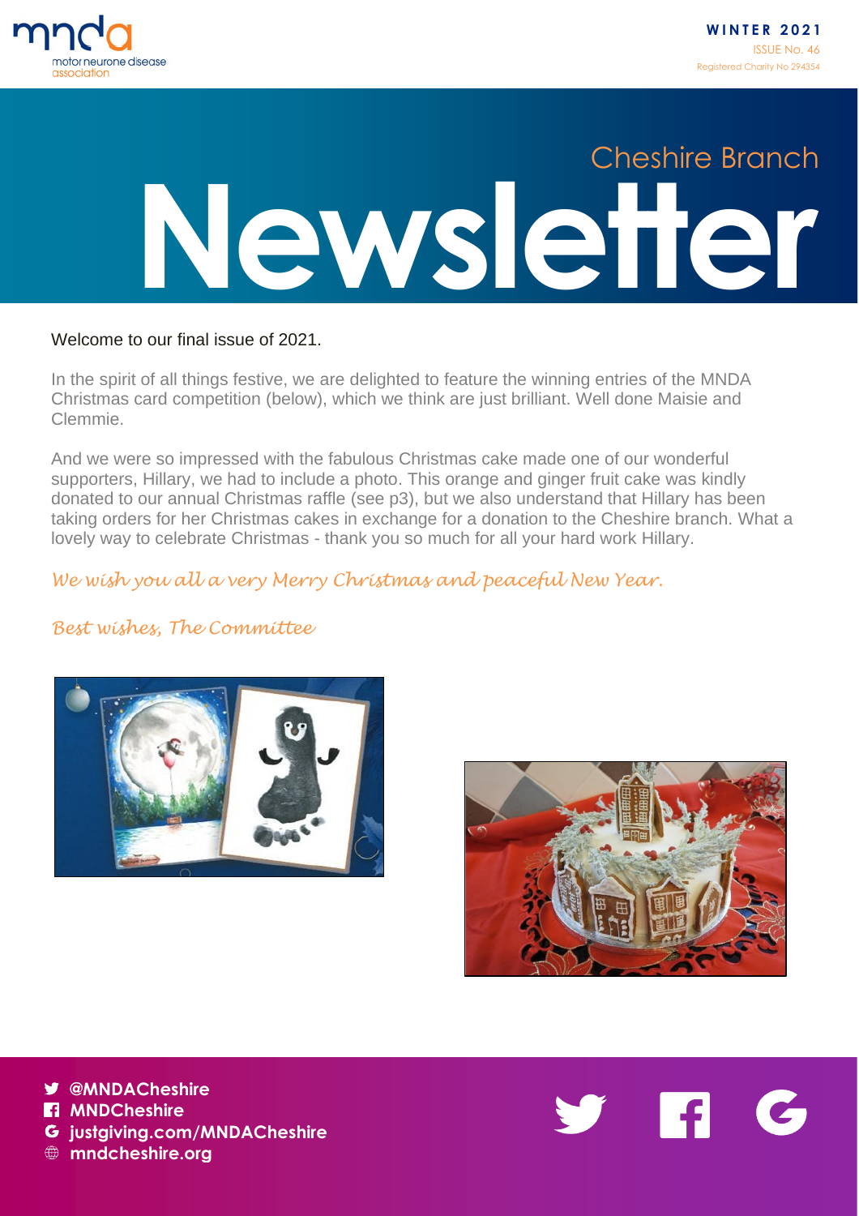motor neurone disease association

**WINTER 2021**
ISSUE No. 46
Registered Charity No 294354

# Cheshire Branch Newsletter

Welcome to our final issue of 2021.

In the spirit of all things festive, we are delighted to feature the winning entries of the MNDA Christmas card competition (below), which we think are just brilliant. Well done Maisie and Clemmie.

And we were so impressed with the fabulous Christmas cake made one of our wonderful supporters, Hillary, we had to include a photo. This orange and ginger fruit cake was kindly donated to our annual Christmas raffle (see p3), but we also understand that Hillary has been taking orders for her Christmas cakes in exchange for a donation to the Cheshire branch. What a lovely way to celebrate Christmas - thank you so much for all your hard work Hillary.

*We wish you all a very Merry Christmas and peaceful New Year.*

*Best wishes, The Committee*

**@MNDACheshire**
**MNDCheshire**
**justgiving.com/MNDACheshire**
**mndcheshire.org**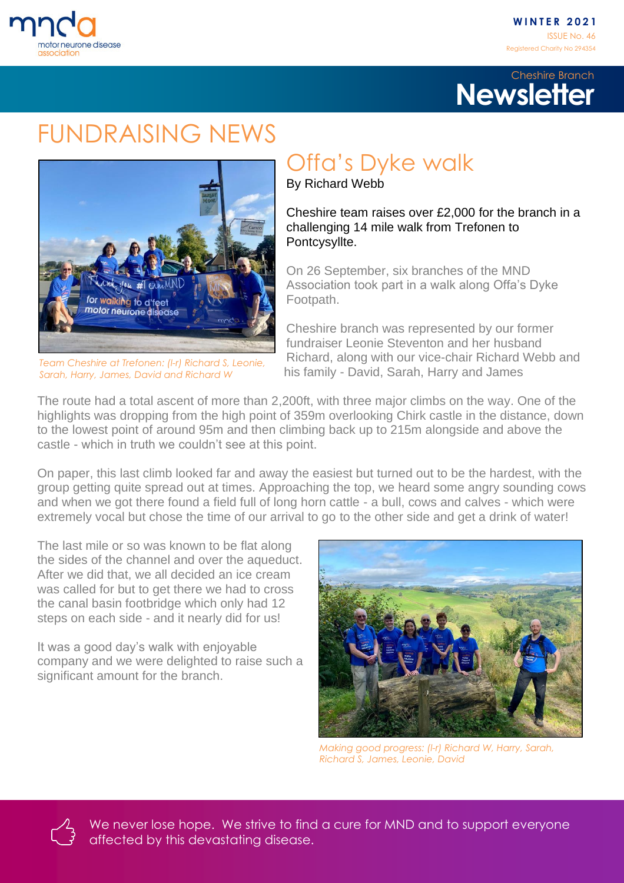# FUNDRAISING NEWS

## Offa's Dyke walk

By Richard Webb

Cheshire team raises over £2,000 for the branch in a challenging 14 mile walk from Trefonen to Pontcysyllte.

*Team Cheshire at Trefonen: (l-r) Richard S, Leonie, Sarah, Harry, James, David and Richard W*

On 26 September, six branches of the MND Association took part in a walk along Offa's Dyke Footpath.

Cheshire branch was represented by our former fundraiser Leonie Steventon and her husband Richard, along with our vice-chair Richard Webb and his family - David, Sarah, Harry and James

The route had a total ascent of more than 2,200ft, with three major climbs on the way. One of the highlights was dropping from the high point of 359m overlooking Chirk castle in the distance, down to the lowest point of around 95m and then climbing back up to 215m alongside and above the castle - which in truth we couldn't see at this point.

On paper, this last climb looked far and away the easiest but turned out to be the hardest, with the group getting quite spread out at times. Approaching the top, we heard some angry sounding cows and when we got there found a field full of long horn cattle - a bull, cows and calves - which were extremely vocal but chose the time of our arrival to go to the other side and get a drink of water!

The last mile or so was known to be flat along the sides of the channel and over the aqueduct. After we did that, we all decided an ice cream was called for but to get there we had to cross the canal basin footbridge which only had 12 steps on each side - and it nearly did for us!

It was a good day's walk with enjoyable company and we were delighted to raise such a significant amount for the branch.

*Making good progress: (l-r) Richard W, Harry, Sarah, Richard S, James, Leonie, David*

We never lose hope. We strive to find a cure for MND and to support everyone affected by this devastating disease.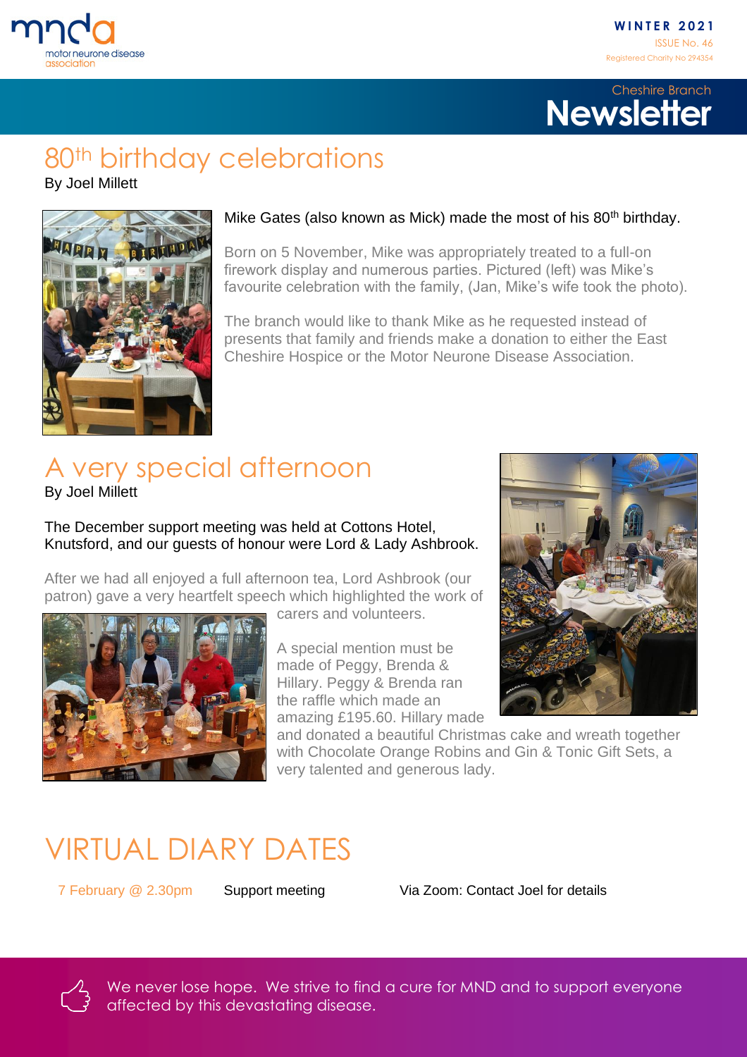# 80th birthday celebrations

By Joel Millett

Mike Gates (also known as Mick) made the most of his 80th birthday.

Born on 5 November, Mike was appropriately treated to a full-on firework display and numerous parties. Pictured (left) was Mike's favourite celebration with the family, (Jan, Mike's wife took the photo).

The branch would like to thank Mike as he requested instead of presents that family and friends make a donation to either the East Cheshire Hospice or the Motor Neurone Disease Association.

# A very special afternoon

By Joel Millett

The December support meeting was held at Cottons Hotel, Knutsford, and our guests of honour were Lord & Lady Ashbrook.

After we had all enjoyed a full afternoon tea, Lord Ashbrook (our patron) gave a very heartfelt speech which highlighted the work of carers and volunteers.

A special mention must be made of Peggy, Brenda & Hillary. Peggy & Brenda ran the raffle which made an amazing £195.60. Hillary made and donated a beautiful Christmas cake and wreath together with Chocolate Orange Robins and Gin & Tonic Gift Sets, a very talented and generous lady.

# VIRTUAL DIARY DATES

| | | |
|---|---|---|
| 7 February @ 2.30pm | Support meeting | Via Zoom: Contact Joel for details |

We never lose hope. We strive to find a cure for MND and to support everyone affected by this devastating disease.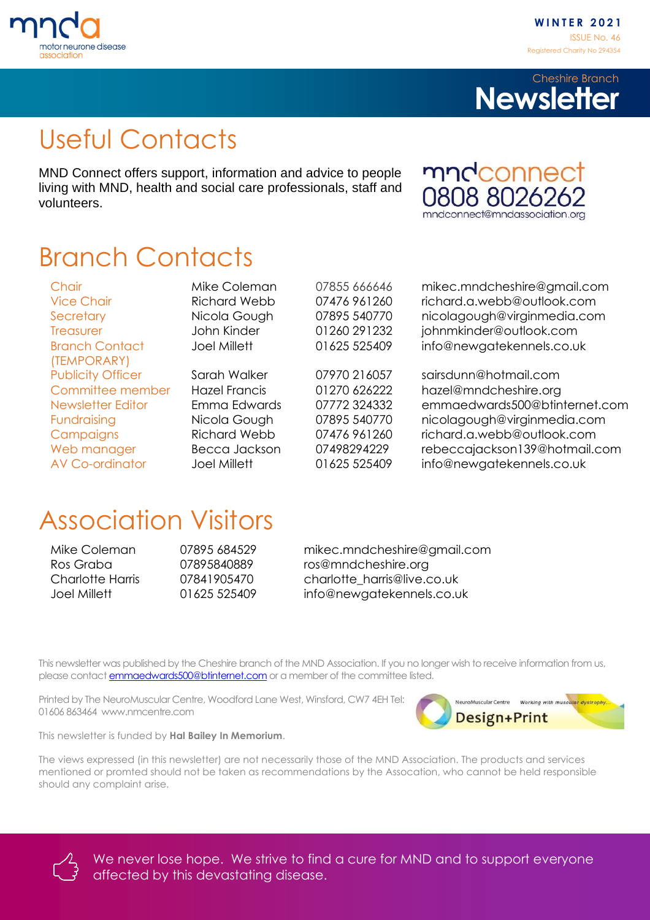# Useful Contacts

MND Connect offers support, information and advice to people living with MND, health and social care professionals, staff and volunteers.

mndconnect
0808 8026262
mndconnect@mndassociation.org

# Branch Contacts

| | | | |
|---|---|---|---|
| Chair | Mike Coleman | 07855 666646 | mikec.mndcheshire@gmail.com |
| Vice Chair | Richard Webb | 07476 961260 | richard.a.webb@outlook.com |
| Secretary | Nicola Gough | 07895 540770 | nicolagough@virginmedia.com |
| Treasurer | John Kinder | 01260 291232 | johnmkinder@outlook.com |
| Branch Contact (TEMPORARY) | Joel Millett | 01625 525409 | info@newgatekennels.co.uk |
| Publicity Officer | Sarah Walker | 07970 216057 | sairsdunn@hotmail.com |
| Committee member | Hazel Francis | 01270 626222 | hazel@mndcheshire.org |
| Newsletter Editor | Emma Edwards | 07772 324332 | emmaedwards500@btinternet.com |
| Fundraising | Nicola Gough | 07895 540770 | nicolagough@virginmedia.com |
| Campaigns | Richard Webb | 07476 961260 | richard.a.webb@outlook.com |
| Web manager | Becca Jackson | 07498294229 | rebeccajackson139@hotmail.com |
| AV Co-ordinator | Joel Millett | 01625 525409 | info@newgatekennels.co.uk |

# Association Visitors

| | | |
|---|---|---|
| Mike Coleman | 07895 684529 | mikec.mndcheshire@gmail.com |
| Ros Graba | 07895840889 | ros@mndcheshire.org |
| Charlotte Harris | 07841905470 | charlotte_harris@live.co.uk |
| Joel Millett | 01625 525409 | info@newgatekennels.co.uk |

This newsletter was published by the Cheshire branch of the MND Association. If you no longer wish to receive information from us, please contact emmaedwards500@btinternet.com or a member of the committee listed.

Printed by The NeuroMuscular Centre, Woodford Lane West, Winsford, CW7 4EH Tel: 01606 863464 www.nmcentre.com

NeuroMuscular Centre *Working with muscular dystrophy...*
Design+Print

This newsletter is funded by **Hal Bailey In Memorium**.

The views expressed (in this newsletter) are not necessarily those of the MND Association. The products and services mentioned or promted should not be taken as recommendations by the Assocation, who cannot be held responsible should any complaint arise.

We never lose hope. We strive to find a cure for MND and to support everyone affected by this devastating disease.